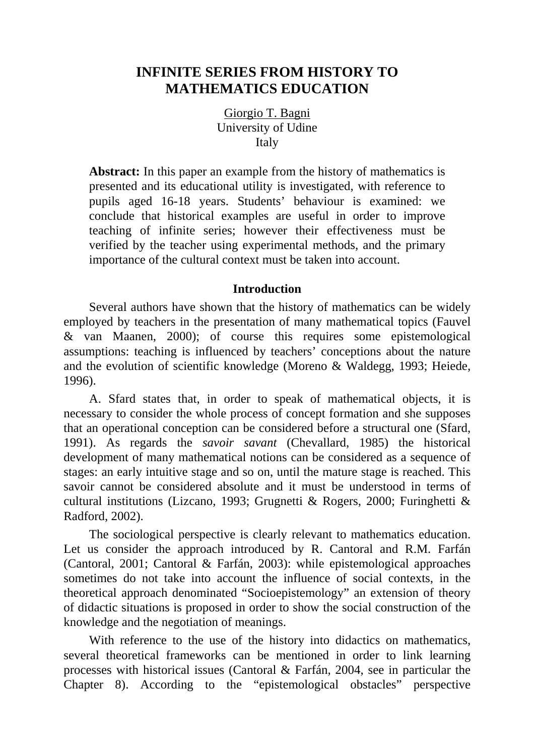# INFINITE SERIES FROM HISTORY TO MATHEMATICS EDUCATION

Giorgio T. Bagni
University of Udine
Italy

**Abstract:** In this paper an example from the history of mathematics is presented and its educational utility is investigated, with reference to pupils aged 16-18 years. Students' behaviour is examined: we conclude that historical examples are useful in order to improve teaching of infinite series; however their effectiveness must be verified by the teacher using experimental methods, and the primary importance of the cultural context must be taken into account.

## Introduction

Several authors have shown that the history of mathematics can be widely employed by teachers in the presentation of many mathematical topics (Fauvel & van Maanen, 2000); of course this requires some epistemological assumptions: teaching is influenced by teachers' conceptions about the nature and the evolution of scientific knowledge (Moreno & Waldegg, 1993; Heiede, 1996).

A. Sfard states that, in order to speak of mathematical objects, it is necessary to consider the whole process of concept formation and she supposes that an operational conception can be considered before a structural one (Sfard, 1991). As regards the *savoir savant* (Chevallard, 1985) the historical development of many mathematical notions can be considered as a sequence of stages: an early intuitive stage and so on, until the mature stage is reached. This savoir cannot be considered absolute and it must be understood in terms of cultural institutions (Lizcano, 1993; Grugnetti & Rogers, 2000; Furinghetti & Radford, 2002).

The sociological perspective is clearly relevant to mathematics education. Let us consider the approach introduced by R. Cantoral and R.M. Farfán (Cantoral, 2001; Cantoral & Farfán, 2003): while epistemological approaches sometimes do not take into account the influence of social contexts, in the theoretical approach denominated "Socioepistemology" an extension of theory of didactic situations is proposed in order to show the social construction of the knowledge and the negotiation of meanings.

With reference to the use of the history into didactics on mathematics, several theoretical frameworks can be mentioned in order to link learning processes with historical issues (Cantoral & Farfán, 2004, see in particular the Chapter 8). According to the "epistemological obstacles" perspective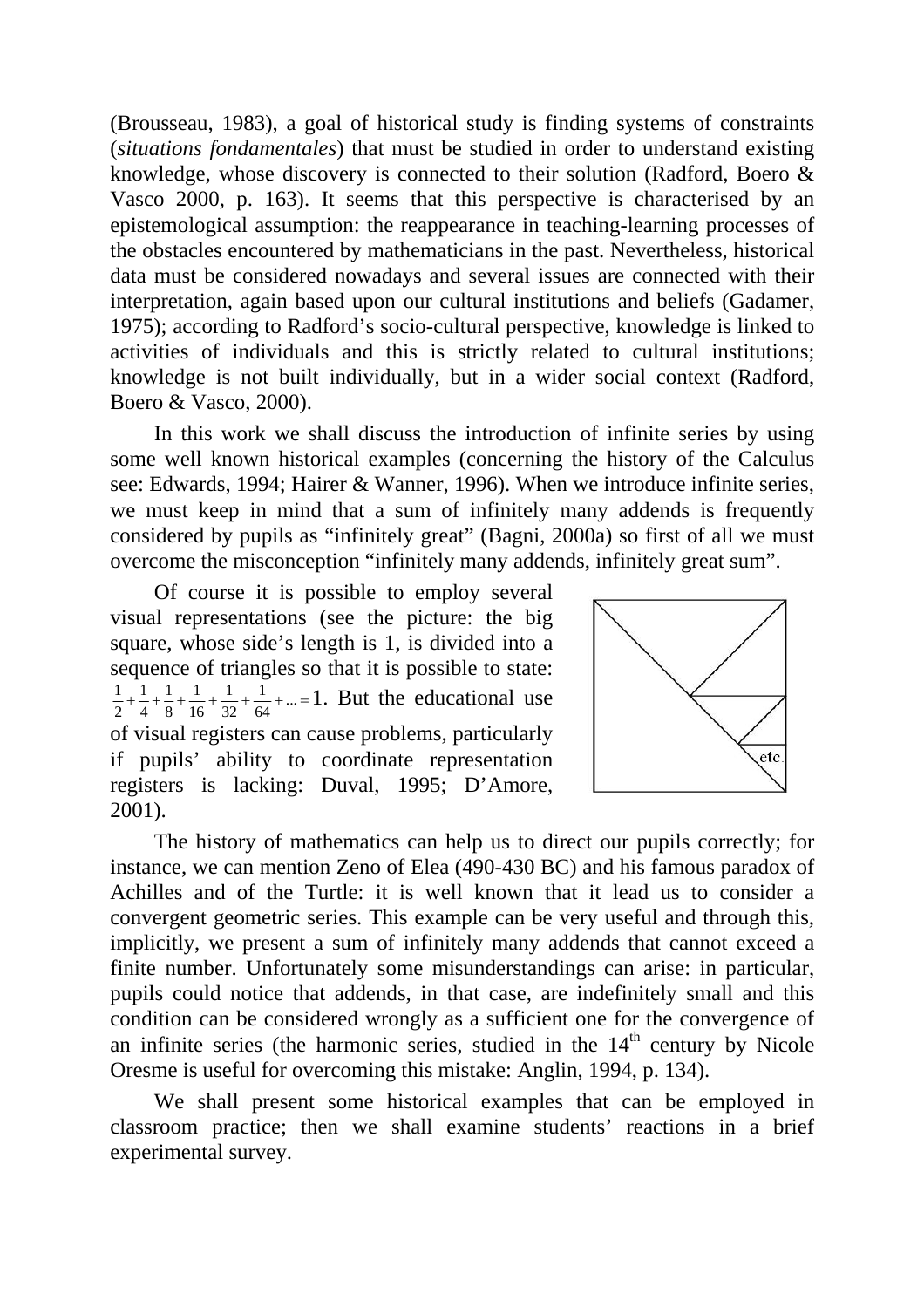(Brousseau, 1983), a goal of historical study is finding systems of constraints (*situations fondamentales*) that must be studied in order to understand existing knowledge, whose discovery is connected to their solution (Radford, Boero & Vasco 2000, p. 163). It seems that this perspective is characterised by an epistemological assumption: the reappearance in teaching-learning processes of the obstacles encountered by mathematicians in the past. Nevertheless, historical data must be considered nowadays and several issues are connected with their interpretation, again based upon our cultural institutions and beliefs (Gadamer, 1975); according to Radford's socio-cultural perspective, knowledge is linked to activities of individuals and this is strictly related to cultural institutions; knowledge is not built individually, but in a wider social context (Radford, Boero & Vasco, 2000).

In this work we shall discuss the introduction of infinite series by using some well known historical examples (concerning the history of the Calculus see: Edwards, 1994; Hairer & Wanner, 1996). When we introduce infinite series, we must keep in mind that a sum of infinitely many addends is frequently considered by pupils as "infinitely great" (Bagni, 2000a) so first of all we must overcome the misconception "infinitely many addends, infinitely great sum".

Of course it is possible to employ several visual representations (see the picture: the big square, whose side's length is 1, is divided into a sequence of triangles so that it is possible to state: $\frac{1}{2}+\frac{1}{4}+\frac{1}{8}+\frac{1}{16}+\frac{1}{32}+\frac{1}{64}+...=1$. But the educational use of visual registers can cause problems, particularly if pupils' ability to coordinate representation registers is lacking: Duval, 1995; D'Amore, 2001).

The history of mathematics can help us to direct our pupils correctly; for instance, we can mention Zeno of Elea (490-430 BC) and his famous paradox of Achilles and of the Turtle: it is well known that it lead us to consider a convergent geometric series. This example can be very useful and through this, implicitly, we present a sum of infinitely many addends that cannot exceed a finite number. Unfortunately some misunderstandings can arise: in particular, pupils could notice that addends, in that case, are indefinitely small and this condition can be considered wrongly as a sufficient one for the convergence of an infinite series (the harmonic series, studied in the 14th century by Nicole Oresme is useful for overcoming this mistake: Anglin, 1994, p. 134).

We shall present some historical examples that can be employed in classroom practice; then we shall examine students' reactions in a brief experimental survey.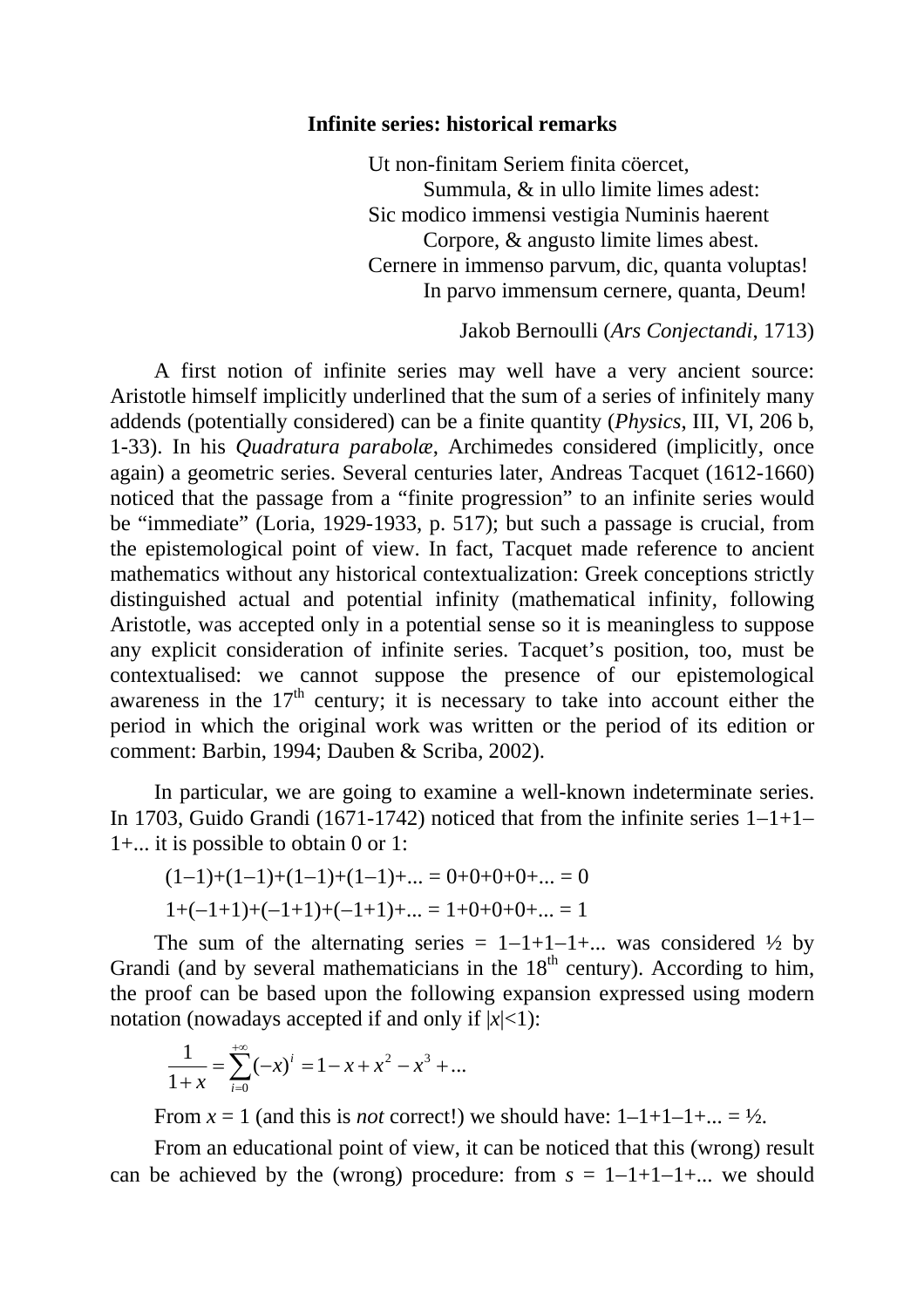## Infinite series: historical remarks

Ut non-finitam Seriem finita cöercet,
 Summula, & in ullo limite limes adest:
Sic modico immensi vestigia Numinis haerent
 Corpore, & angusto limite limes abest.
Cernere in immenso parvum, dic, quanta voluptas!
 In parvo immensum cernere, quanta, Deum!

Jakob Bernoulli (*Ars Conjectandi*, 1713)

A first notion of infinite series may well have a very ancient source: Aristotle himself implicitly underlined that the sum of a series of infinitely many addends (potentially considered) can be a finite quantity (*Physics*, III, VI, 206 b, 1-33). In his *Quadratura parabolæ*, Archimedes considered (implicitly, once again) a geometric series. Several centuries later, Andreas Tacquet (1612-1660) noticed that the passage from a "finite progression" to an infinite series would be "immediate" (Loria, 1929-1933, p. 517); but such a passage is crucial, from the epistemological point of view. In fact, Tacquet made reference to ancient mathematics without any historical contextualization: Greek conceptions strictly distinguished actual and potential infinity (mathematical infinity, following Aristotle, was accepted only in a potential sense so it is meaningless to suppose any explicit consideration of infinite series. Tacquet's position, too, must be contextualised: we cannot suppose the presence of our epistemological awareness in the 17th century; it is necessary to take into account either the period in which the original work was written or the period of its edition or comment: Barbin, 1994; Dauben & Scriba, 2002).

In particular, we are going to examine a well-known indeterminate series. In 1703, Guido Grandi (1671-1742) noticed that from the infinite series 1–1+1–1+... it is possible to obtain 0 or 1:

$$(1-1)+(1-1)+(1-1)+(1-1)+... = 0+0+0+0+... = 0$$

$$1+(-1+1)+(-1+1)+(-1+1)+... = 1+0+0+0+... = 1$$

The sum of the alternating series = 1–1+1–1+... was considered ½ by Grandi (and by several mathematicians in the 18th century). According to him, the proof can be based upon the following expansion expressed using modern notation (nowadays accepted if and only if $|x|<1$):

$$\frac{1}{1+x} = \sum_{i=0}^{+\infty}(-x)^i = 1 - x + x^2 - x^3 + ...$$

From $x = 1$ (and this is *not* correct!) we should have: 1–1+1–1+... = ½.

From an educational point of view, it can be noticed that this (wrong) result can be achieved by the (wrong) procedure: from $s$ = 1–1+1–1+... we should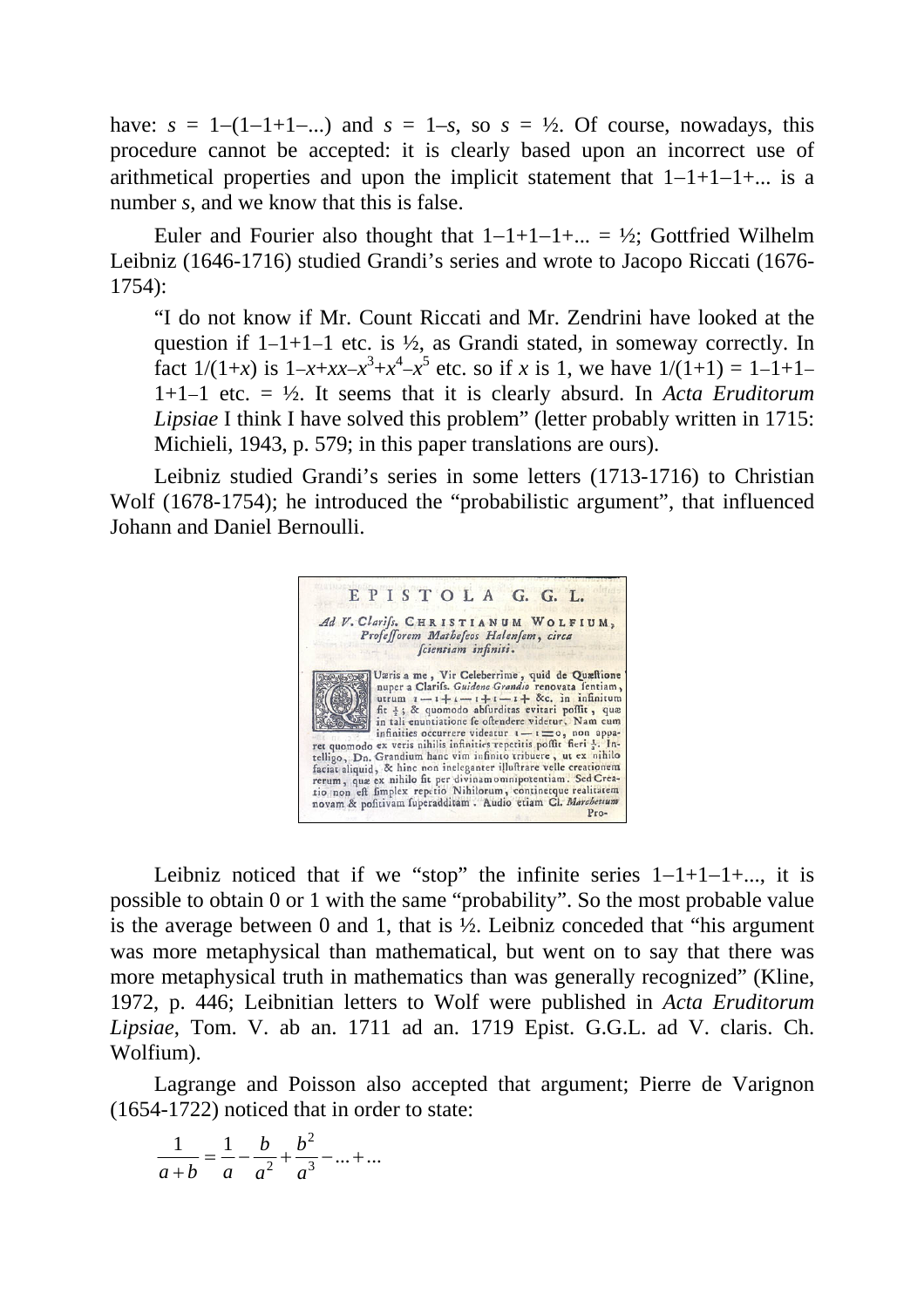have: $s = 1–(1–1+1–...)$ and $s = 1–s$, so $s = ½$. Of course, nowadays, this procedure cannot be accepted: it is clearly based upon an incorrect use of arithmetical properties and upon the implicit statement that 1–1+1–1+... is a number $s$, and we know that this is false.

Euler and Fourier also thought that 1–1+1–1+... = ½; Gottfried Wilhelm Leibniz (1646-1716) studied Grandi's series and wrote to Jacopo Riccati (1676-1754):

> "I do not know if Mr. Count Riccati and Mr. Zendrini have looked at the question if 1–1+1–1 etc. is ½, as Grandi stated, in someway correctly. In fact $1/(1+x)$ is $1–x+xx–x^3+x^4–x^5$ etc. so if $x$ is 1, we have 1/(1+1) = 1–1+1–1+1–1 etc. = ½. It seems that it is clearly absurd. In *Acta Eruditorum Lipsiae* I think I have solved this problem" (letter probably written in 1715: Michieli, 1943, p. 579; in this paper translations are ours).

Leibniz studied Grandi's series in some letters (1713-1716) to Christian Wolf (1678-1754); he introduced the "probabilistic argument", that influenced Johann and Daniel Bernoulli.

Leibniz noticed that if we "stop" the infinite series 1–1+1–1+..., it is possible to obtain 0 or 1 with the same "probability". So the most probable value is the average between 0 and 1, that is ½. Leibniz conceded that "his argument was more metaphysical than mathematical, but went on to say that there was more metaphysical truth in mathematics than was generally recognized" (Kline, 1972, p. 446; Leibnitian letters to Wolf were published in *Acta Eruditorum Lipsiae*, Tom. V. ab an. 1711 ad an. 1719 Epist. G.G.L. ad V. claris. Ch. Wolfium).

Lagrange and Poisson also accepted that argument; Pierre de Varignon (1654-1722) noticed that in order to state:

$$\frac{1}{a+b} = \frac{1}{a} - \frac{b}{a^2} + \frac{b^2}{a^3} - ... + ...$$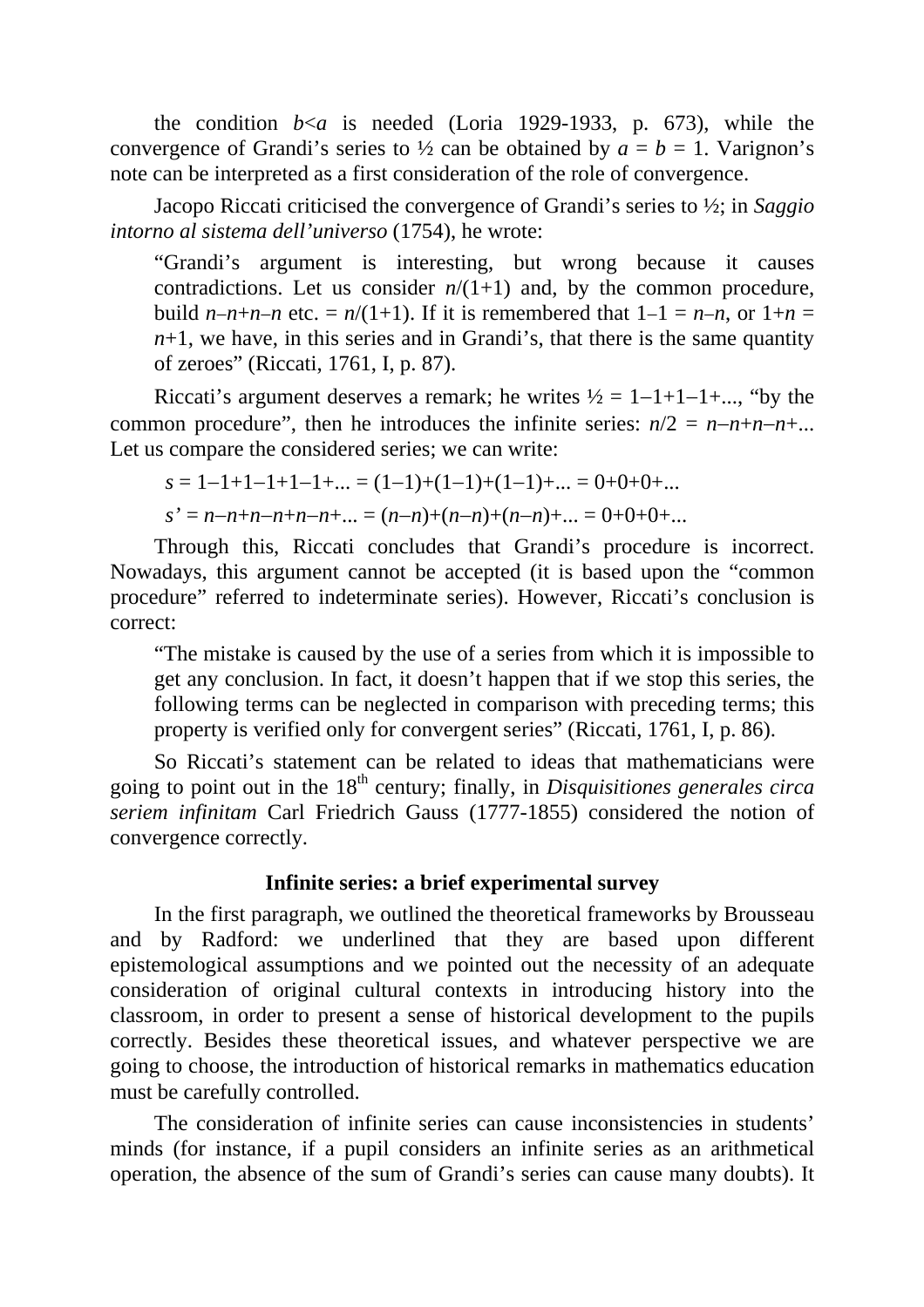the condition $b<a$ is needed (Loria 1929-1933, p. 673), while the convergence of Grandi's series to ½ can be obtained by $a = b = 1$. Varignon's note can be interpreted as a first consideration of the role of convergence.

Jacopo Riccati criticised the convergence of Grandi's series to ½; in *Saggio intorno al sistema dell'universo* (1754), he wrote:

> "Grandi's argument is interesting, but wrong because it causes contradictions. Let us consider $n/(1+1)$ and, by the common procedure, build $n–n+n–n$ etc. $= n/(1+1)$. If it is remembered that $1–1 = n–n$, or $1+n = n+1$, we have, in this series and in Grandi's, that there is the same quantity of zeroes" (Riccati, 1761, I, p. 87).

Riccati's argument deserves a remark; he writes $½ = 1–1+1–1+...$, "by the common procedure", then he introduces the infinite series: $n/2 = n–n+n–n+...$ Let us compare the considered series; we can write:

$$s = 1–1+1–1+1–1+... = (1–1)+(1–1)+(1–1)+... = 0+0+0+...$$

$$s' = n–n+n–n+n–n+... = (n–n)+(n–n)+(n–n)+... = 0+0+0+...$$

Through this, Riccati concludes that Grandi's procedure is incorrect. Nowadays, this argument cannot be accepted (it is based upon the "common procedure" referred to indeterminate series). However, Riccati's conclusion is correct:

> "The mistake is caused by the use of a series from which it is impossible to get any conclusion. In fact, it doesn't happen that if we stop this series, the following terms can be neglected in comparison with preceding terms; this property is verified only for convergent series" (Riccati, 1761, I, p. 86).

So Riccati's statement can be related to ideas that mathematicians were going to point out in the 18th century; finally, in *Disquisitiones generales circa seriem infinitam* Carl Friedrich Gauss (1777-1855) considered the notion of convergence correctly.

## Infinite series: a brief experimental survey

In the first paragraph, we outlined the theoretical frameworks by Brousseau and by Radford: we underlined that they are based upon different epistemological assumptions and we pointed out the necessity of an adequate consideration of original cultural contexts in introducing history into the classroom, in order to present a sense of historical development to the pupils correctly. Besides these theoretical issues, and whatever perspective we are going to choose, the introduction of historical remarks in mathematics education must be carefully controlled.

The consideration of infinite series can cause inconsistencies in students' minds (for instance, if a pupil considers an infinite series as an arithmetical operation, the absence of the sum of Grandi's series can cause many doubts). It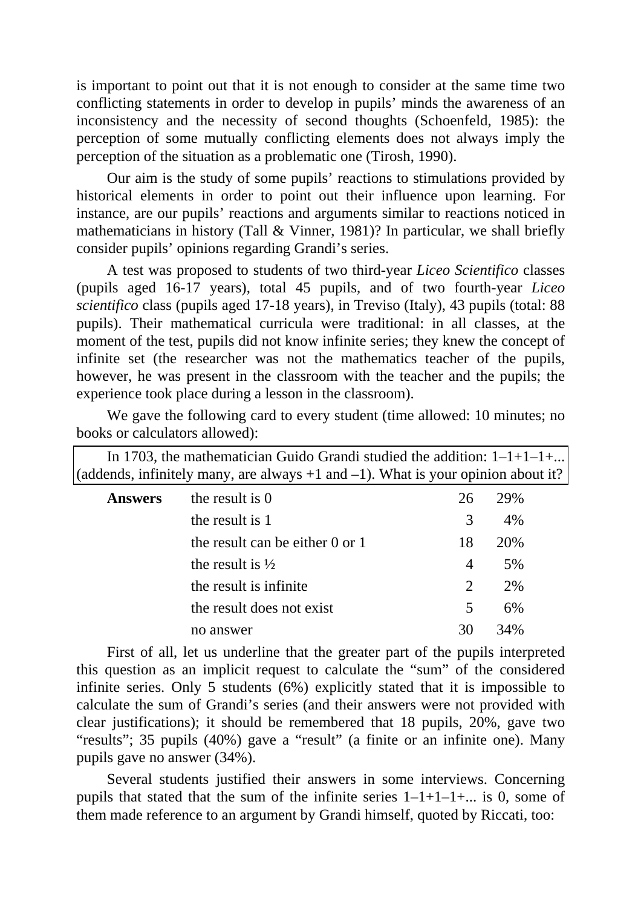is important to point out that it is not enough to consider at the same time two conflicting statements in order to develop in pupils' minds the awareness of an inconsistency and the necessity of second thoughts (Schoenfeld, 1985): the perception of some mutually conflicting elements does not always imply the perception of the situation as a problematic one (Tirosh, 1990).

Our aim is the study of some pupils' reactions to stimulations provided by historical elements in order to point out their influence upon learning. For instance, are our pupils' reactions and arguments similar to reactions noticed in mathematicians in history (Tall & Vinner, 1981)? In particular, we shall briefly consider pupils' opinions regarding Grandi's series.

A test was proposed to students of two third-year *Liceo Scientifico* classes (pupils aged 16-17 years), total 45 pupils, and of two fourth-year *Liceo scientifico* class (pupils aged 17-18 years), in Treviso (Italy), 43 pupils (total: 88 pupils). Their mathematical curricula were traditional: in all classes, at the moment of the test, pupils did not know infinite series; they knew the concept of infinite set (the researcher was not the mathematics teacher of the pupils, however, he was present in the classroom with the teacher and the pupils; the experience took place during a lesson in the classroom).

We gave the following card to every student (time allowed: 10 minutes; no books or calculators allowed):

> In 1703, the mathematician Guido Grandi studied the addition: 1–1+1–1+... (addends, infinitely many, are always +1 and –1). What is your opinion about it?

| **Answers** | | | |
|---|---|---|---|
| | the result is 0 | 26 | 29% |
| | the result is 1 | 3 | 4% |
| | the result can be either 0 or 1 | 18 | 20% |
| | the result is ½ | 4 | 5% |
| | the result is infinite | 2 | 2% |
| | the result does not exist | 5 | 6% |
| | no answer | 30 | 34% |

First of all, let us underline that the greater part of the pupils interpreted this question as an implicit request to calculate the "sum" of the considered infinite series. Only 5 students (6%) explicitly stated that it is impossible to calculate the sum of Grandi's series (and their answers were not provided with clear justifications); it should be remembered that 18 pupils, 20%, gave two "results"; 35 pupils (40%) gave a "result" (a finite or an infinite one). Many pupils gave no answer (34%).

Several students justified their answers in some interviews. Concerning pupils that stated that the sum of the infinite series 1–1+1–1+... is 0, some of them made reference to an argument by Grandi himself, quoted by Riccati, too: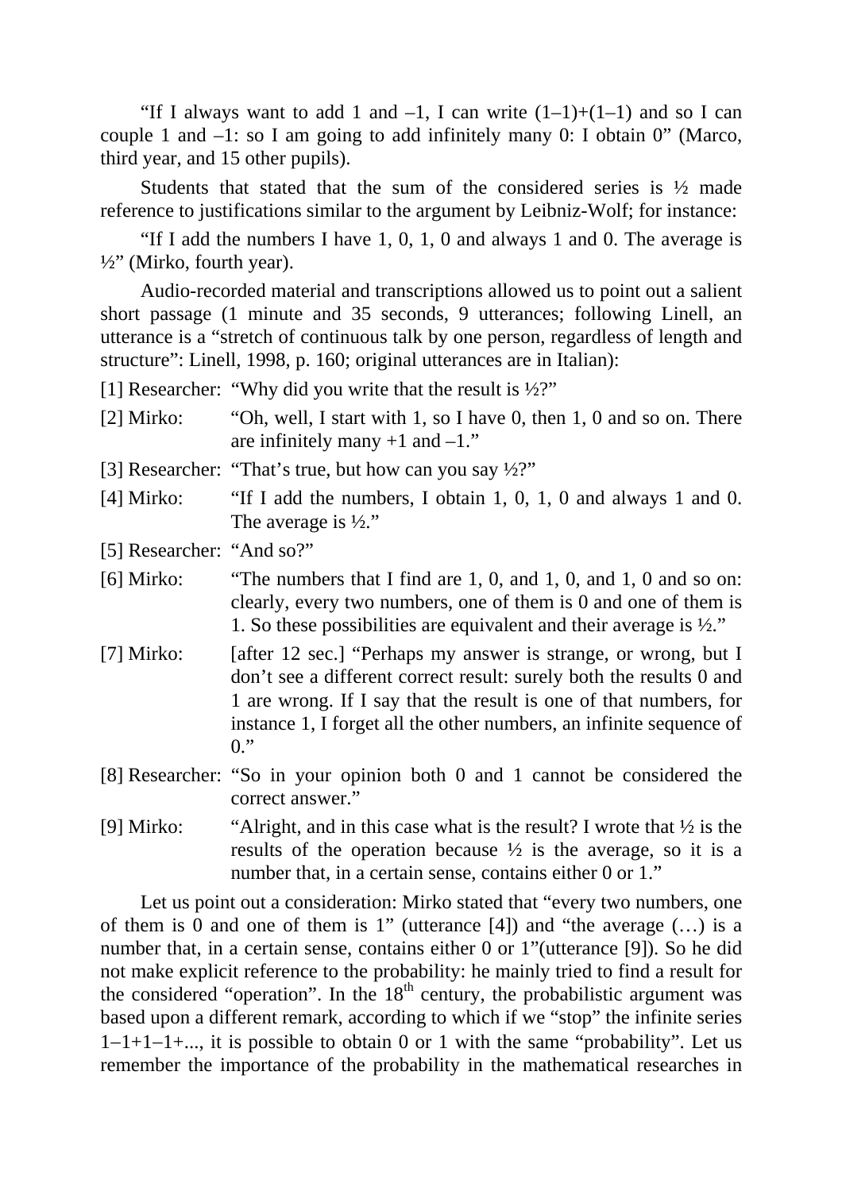"If I always want to add 1 and $-1$, I can write $(1-1)+(1-1)$ and so I can couple 1 and $-1$: so I am going to add infinitely many 0: I obtain 0" (Marco, third year, and 15 other pupils).

Students that stated that the sum of the considered series is ½ made reference to justifications similar to the argument by Leibniz-Wolf; for instance:

"If I add the numbers I have 1, 0, 1, 0 and always 1 and 0. The average is ½" (Mirko, fourth year).

Audio-recorded material and transcriptions allowed us to point out a salient short passage (1 minute and 35 seconds, 9 utterances; following Linell, an utterance is a "stretch of continuous talk by one person, regardless of length and structure": Linell, 1998, p. 160; original utterances are in Italian):

[1] Researcher: "Why did you write that the result is ½?"

[2] Mirko: "Oh, well, I start with 1, so I have 0, then 1, 0 and so on. There are infinitely many +1 and $-1$."

[3] Researcher: "That's true, but how can you say ½?"

[4] Mirko: "If I add the numbers, I obtain 1, 0, 1, 0 and always 1 and 0. The average is ½."

[5] Researcher: "And so?"

[6] Mirko: "The numbers that I find are 1, 0, and 1, 0, and 1, 0 and so on: clearly, every two numbers, one of them is 0 and one of them is 1. So these possibilities are equivalent and their average is ½."

[7] Mirko: [after 12 sec.] "Perhaps my answer is strange, or wrong, but I don't see a different correct result: surely both the results 0 and 1 are wrong. If I say that the result is one of that numbers, for instance 1, I forget all the other numbers, an infinite sequence of 0."

[8] Researcher: "So in your opinion both 0 and 1 cannot be considered the correct answer."

[9] Mirko: "Alright, and in this case what is the result? I wrote that ½ is the results of the operation because ½ is the average, so it is a number that, in a certain sense, contains either 0 or 1."

Let us point out a consideration: Mirko stated that "every two numbers, one of them is 0 and one of them is 1" (utterance [4]) and "the average (…) is a number that, in a certain sense, contains either 0 or 1"(utterance [9]). So he did not make explicit reference to the probability: he mainly tried to find a result for the considered "operation". In the 18th century, the probabilistic argument was based upon a different remark, according to which if we "stop" the infinite series $1-1+1-1+...$, it is possible to obtain 0 or 1 with the same "probability". Let us remember the importance of the probability in the mathematical researches in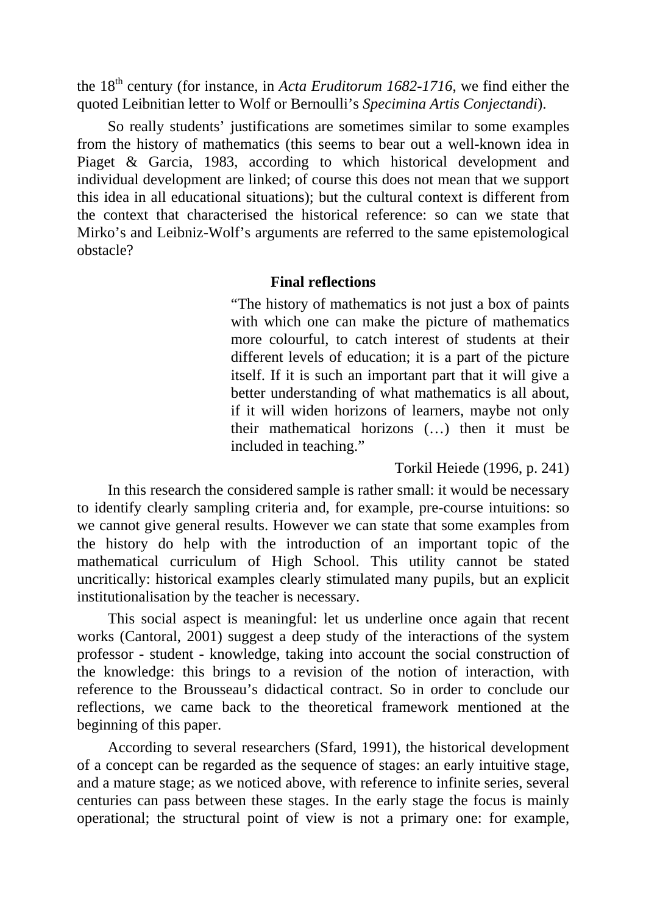the 18$^{th}$ century (for instance, in *Acta Eruditorum 1682-1716*, we find either the quoted Leibnitian letter to Wolf or Bernoulli's *Specimina Artis Conjectandi*).

So really students' justifications are sometimes similar to some examples from the history of mathematics (this seems to bear out a well-known idea in Piaget & Garcia, 1983, according to which historical development and individual development are linked; of course this does not mean that we support this idea in all educational situations); but the cultural context is different from the context that characterised the historical reference: so can we state that Mirko's and Leibniz-Wolf's arguments are referred to the same epistemological obstacle?

## Final reflections

> "The history of mathematics is not just a box of paints with which one can make the picture of mathematics more colourful, to catch interest of students at their different levels of education; it is a part of the picture itself. If it is such an important part that it will give a better understanding of what mathematics is all about, if it will widen horizons of learners, maybe not only their mathematical horizons (…) then it must be included in teaching."
>
> Torkil Heiede (1996, p. 241)

In this research the considered sample is rather small: it would be necessary to identify clearly sampling criteria and, for example, pre-course intuitions: so we cannot give general results. However we can state that some examples from the history do help with the introduction of an important topic of the mathematical curriculum of High School. This utility cannot be stated uncritically: historical examples clearly stimulated many pupils, but an explicit institutionalisation by the teacher is necessary.

This social aspect is meaningful: let us underline once again that recent works (Cantoral, 2001) suggest a deep study of the interactions of the system professor - student - knowledge, taking into account the social construction of the knowledge: this brings to a revision of the notion of interaction, with reference to the Brousseau's didactical contract. So in order to conclude our reflections, we came back to the theoretical framework mentioned at the beginning of this paper.

According to several researchers (Sfard, 1991), the historical development of a concept can be regarded as the sequence of stages: an early intuitive stage, and a mature stage; as we noticed above, with reference to infinite series, several centuries can pass between these stages. In the early stage the focus is mainly operational; the structural point of view is not a primary one: for example,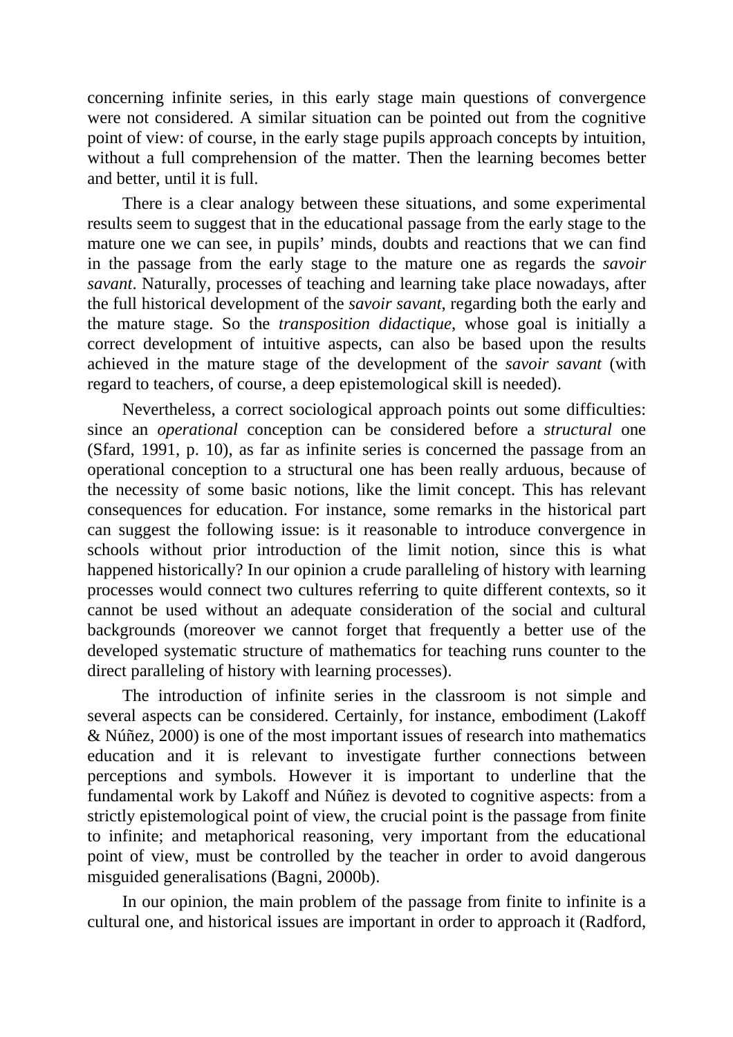concerning infinite series, in this early stage main questions of convergence were not considered. A similar situation can be pointed out from the cognitive point of view: of course, in the early stage pupils approach concepts by intuition, without a full comprehension of the matter. Then the learning becomes better and better, until it is full.

There is a clear analogy between these situations, and some experimental results seem to suggest that in the educational passage from the early stage to the mature one we can see, in pupils' minds, doubts and reactions that we can find in the passage from the early stage to the mature one as regards the *savoir savant*. Naturally, processes of teaching and learning take place nowadays, after the full historical development of the *savoir savant*, regarding both the early and the mature stage. So the *transposition didactique*, whose goal is initially a correct development of intuitive aspects, can also be based upon the results achieved in the mature stage of the development of the *savoir savant* (with regard to teachers, of course, a deep epistemological skill is needed).

Nevertheless, a correct sociological approach points out some difficulties: since an *operational* conception can be considered before a *structural* one (Sfard, 1991, p. 10), as far as infinite series is concerned the passage from an operational conception to a structural one has been really arduous, because of the necessity of some basic notions, like the limit concept. This has relevant consequences for education. For instance, some remarks in the historical part can suggest the following issue: is it reasonable to introduce convergence in schools without prior introduction of the limit notion, since this is what happened historically? In our opinion a crude paralleling of history with learning processes would connect two cultures referring to quite different contexts, so it cannot be used without an adequate consideration of the social and cultural backgrounds (moreover we cannot forget that frequently a better use of the developed systematic structure of mathematics for teaching runs counter to the direct paralleling of history with learning processes).

The introduction of infinite series in the classroom is not simple and several aspects can be considered. Certainly, for instance, embodiment (Lakoff & Núñez, 2000) is one of the most important issues of research into mathematics education and it is relevant to investigate further connections between perceptions and symbols. However it is important to underline that the fundamental work by Lakoff and Núñez is devoted to cognitive aspects: from a strictly epistemological point of view, the crucial point is the passage from finite to infinite; and metaphorical reasoning, very important from the educational point of view, must be controlled by the teacher in order to avoid dangerous misguided generalisations (Bagni, 2000b).

In our opinion, the main problem of the passage from finite to infinite is a cultural one, and historical issues are important in order to approach it (Radford,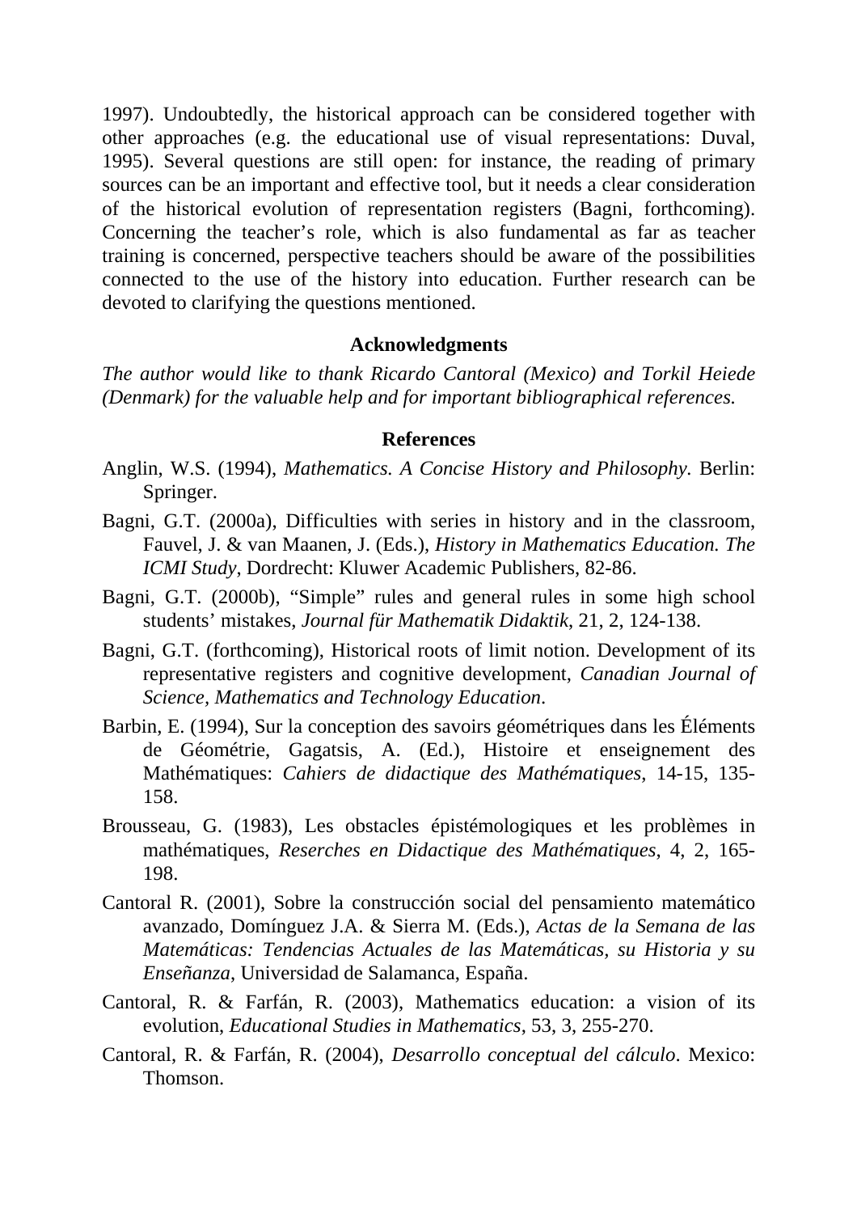1997). Undoubtedly, the historical approach can be considered together with other approaches (e.g. the educational use of visual representations: Duval, 1995). Several questions are still open: for instance, the reading of primary sources can be an important and effective tool, but it needs a clear consideration of the historical evolution of representation registers (Bagni, forthcoming). Concerning the teacher's role, which is also fundamental as far as teacher training is concerned, perspective teachers should be aware of the possibilities connected to the use of the history into education. Further research can be devoted to clarifying the questions mentioned.

## Acknowledgments

*The author would like to thank Ricardo Cantoral (Mexico) and Torkil Heiede (Denmark) for the valuable help and for important bibliographical references.*

## References

Anglin, W.S. (1994), *Mathematics. A Concise History and Philosophy.* Berlin: Springer.

Bagni, G.T. (2000a), Difficulties with series in history and in the classroom, Fauvel, J. & van Maanen, J. (Eds.), *History in Mathematics Education. The ICMI Study*, Dordrecht: Kluwer Academic Publishers, 82-86.

Bagni, G.T. (2000b), "Simple" rules and general rules in some high school students' mistakes, *Journal für Mathematik Didaktik*, 21, 2, 124-138.

Bagni, G.T. (forthcoming), Historical roots of limit notion. Development of its representative registers and cognitive development, *Canadian Journal of Science, Mathematics and Technology Education*.

Barbin, E. (1994), Sur la conception des savoirs géométriques dans les Éléments de Géométrie, Gagatsis, A. (Ed.), Histoire et enseignement des Mathématiques: *Cahiers de didactique des Mathématiques*, 14-15, 135-158.

Brousseau, G. (1983), Les obstacles épistémologiques et les problèmes in mathématiques, *Reserches en Didactique des Mathématiques*, 4, 2, 165-198.

Cantoral R. (2001), Sobre la construcción social del pensamiento matemático avanzado, Domínguez J.A. & Sierra M. (Eds.), *Actas de la Semana de las Matemáticas: Tendencias Actuales de las Matemáticas, su Historia y su Enseñanza*, Universidad de Salamanca, España.

Cantoral, R. & Farfán, R. (2003), Mathematics education: a vision of its evolution, *Educational Studies in Mathematics*, 53, 3, 255-270.

Cantoral, R. & Farfán, R. (2004), *Desarrollo conceptual del cálculo*. Mexico: Thomson.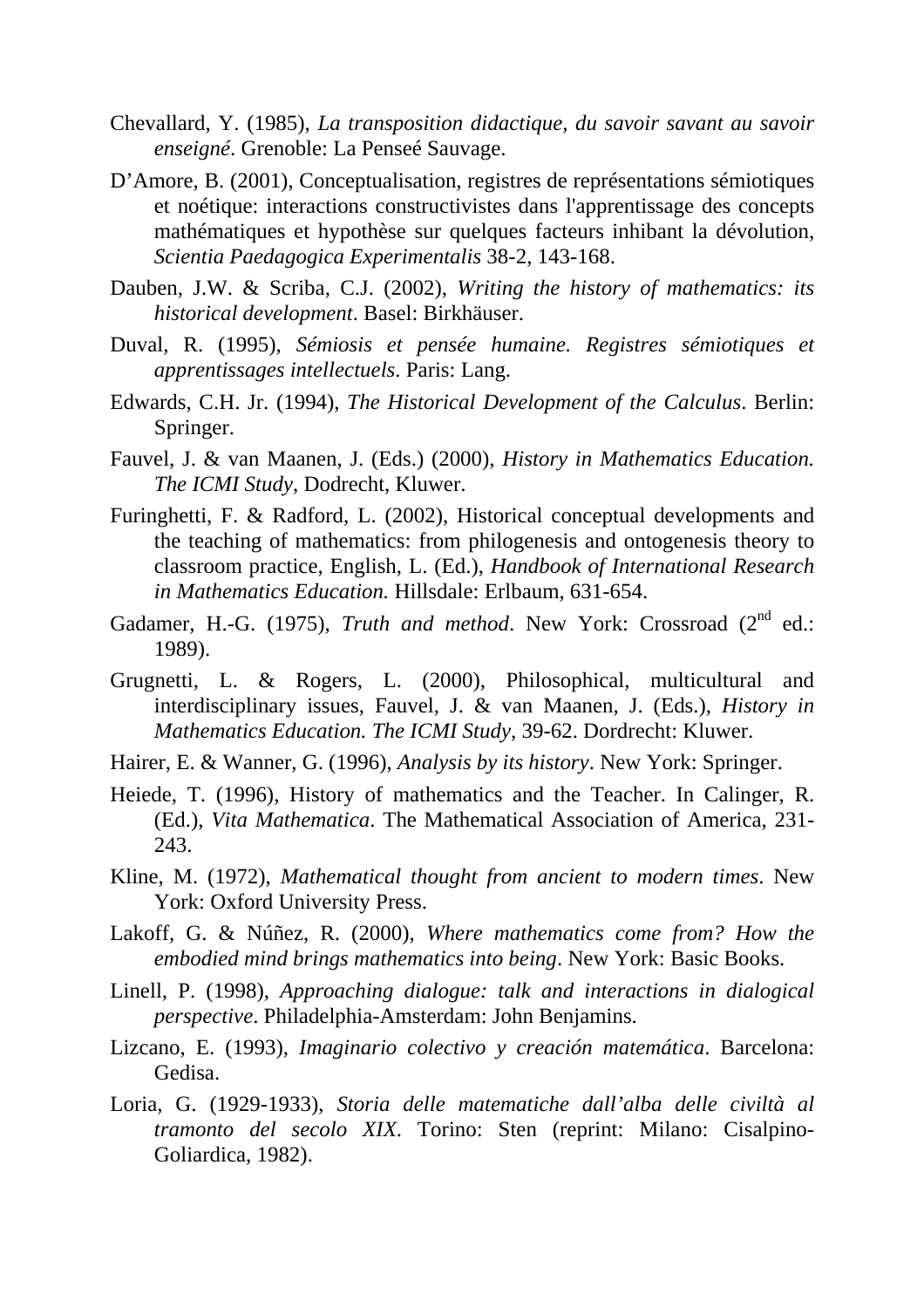Chevallard, Y. (1985), *La transposition didactique, du savoir savant au savoir enseigné*. Grenoble: La Penseé Sauvage.

D'Amore, B. (2001), Conceptualisation, registres de représentations sémiotiques et noétique: interactions constructivistes dans l'apprentissage des concepts mathématiques et hypothèse sur quelques facteurs inhibant la dévolution, *Scientia Paedagogica Experimentalis* 38-2, 143-168.

Dauben, J.W. & Scriba, C.J. (2002), *Writing the history of mathematics: its historical development*. Basel: Birkhäuser.

Duval, R. (1995), *Sémiosis et pensée humaine. Registres sémiotiques et apprentissages intellectuels*. Paris: Lang.

Edwards, C.H. Jr. (1994), *The Historical Development of the Calculus*. Berlin: Springer.

Fauvel, J. & van Maanen, J. (Eds.) (2000), *History in Mathematics Education. The ICMI Study*, Dodrecht, Kluwer.

Furinghetti, F. & Radford, L. (2002), Historical conceptual developments and the teaching of mathematics: from philogenesis and ontogenesis theory to classroom practice, English, L. (Ed.), *Handbook of International Research in Mathematics Education.* Hillsdale: Erlbaum, 631-654.

Gadamer, H.-G. (1975), *Truth and method*. New York: Crossroad (2nd ed.: 1989).

Grugnetti, L. & Rogers, L. (2000), Philosophical, multicultural and interdisciplinary issues, Fauvel, J. & van Maanen, J. (Eds.), *History in Mathematics Education. The ICMI Study*, 39-62. Dordrecht: Kluwer.

Hairer, E. & Wanner, G. (1996), *Analysis by its history*. New York: Springer.

Heiede, T. (1996), History of mathematics and the Teacher. In Calinger, R. (Ed.), *Vita Mathematica*. The Mathematical Association of America, 231-243.

Kline, M. (1972), *Mathematical thought from ancient to modern times*. New York: Oxford University Press.

Lakoff, G. & Núñez, R. (2000), *Where mathematics come from? How the embodied mind brings mathematics into being*. New York: Basic Books.

Linell, P. (1998), *Approaching dialogue: talk and interactions in dialogical perspective*. Philadelphia-Amsterdam: John Benjamins.

Lizcano, E. (1993), *Imaginario colectivo y creación matemática*. Barcelona: Gedisa.

Loria, G. (1929-1933), *Storia delle matematiche dall'alba delle civiltà al tramonto del secolo XIX*. Torino: Sten (reprint: Milano: Cisalpino-Goliardica, 1982).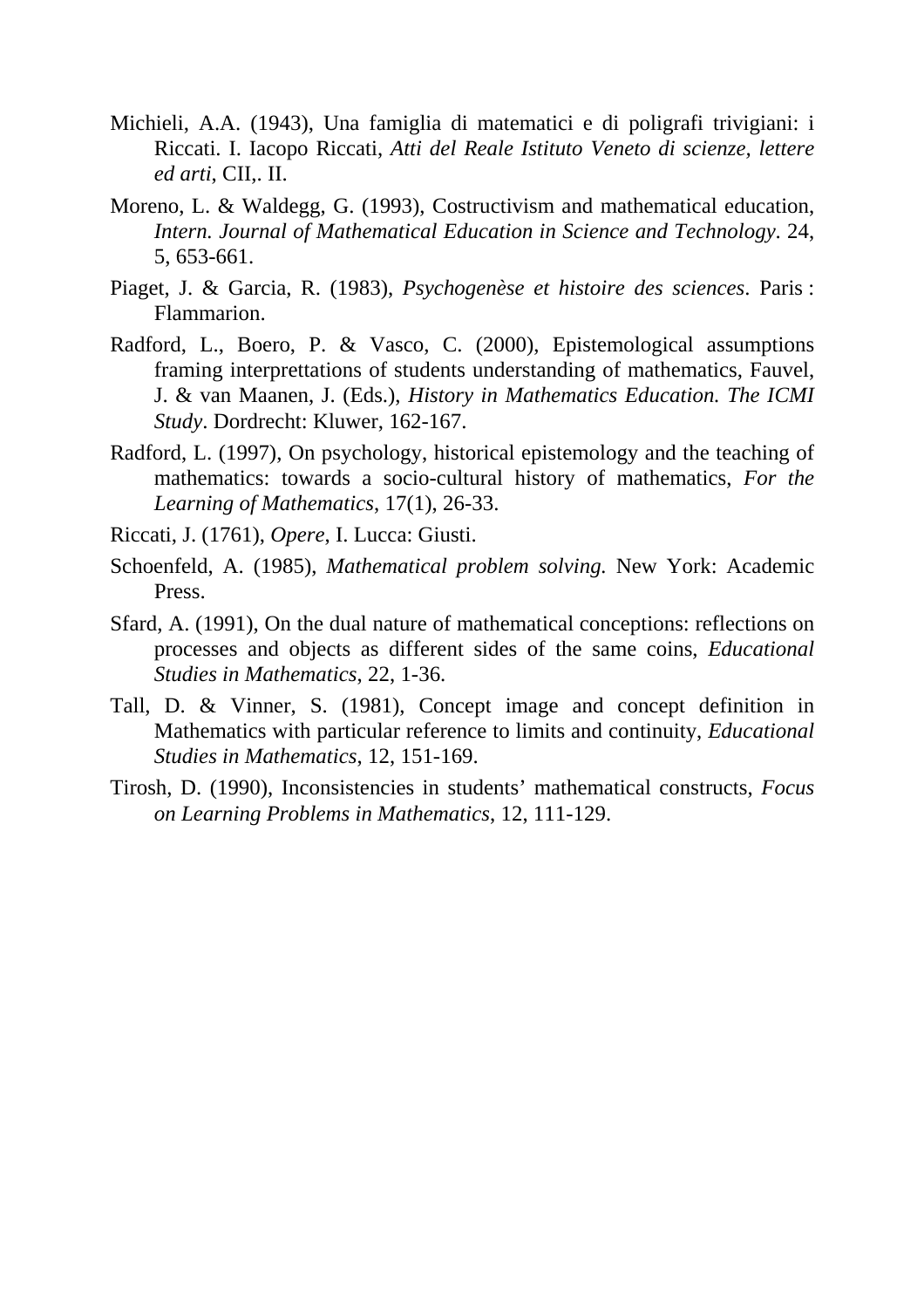Michieli, A.A. (1943), Una famiglia di matematici e di poligrafi trivigiani: i Riccati. I. Iacopo Riccati, *Atti del Reale Istituto Veneto di scienze, lettere ed arti*, CII,. II.

Moreno, L. & Waldegg, G. (1993), Costructivism and mathematical education, *Intern. Journal of Mathematical Education in Science and Technology*. 24, 5, 653-661.

Piaget, J. & Garcia, R. (1983), *Psychogenèse et histoire des sciences*. Paris : Flammarion.

Radford, L., Boero, P. & Vasco, C. (2000), Epistemological assumptions framing interprettations of students understanding of mathematics, Fauvel, J. & van Maanen, J. (Eds.), *History in Mathematics Education. The ICMI Study*. Dordrecht: Kluwer, 162-167.

Radford, L. (1997), On psychology, historical epistemology and the teaching of mathematics: towards a socio-cultural history of mathematics, *For the Learning of Mathematics*, 17(1), 26-33.

Riccati, J. (1761), *Opere*, I. Lucca: Giusti.

Schoenfeld, A. (1985), *Mathematical problem solving.* New York: Academic Press.

Sfard, A. (1991), On the dual nature of mathematical conceptions: reflections on processes and objects as different sides of the same coins, *Educational Studies in Mathematics*, 22, 1-36.

Tall, D. & Vinner, S. (1981), Concept image and concept definition in Mathematics with particular reference to limits and continuity, *Educational Studies in Mathematics*, 12, 151-169.

Tirosh, D. (1990), Inconsistencies in students' mathematical constructs, *Focus on Learning Problems in Mathematics*, 12, 111-129.